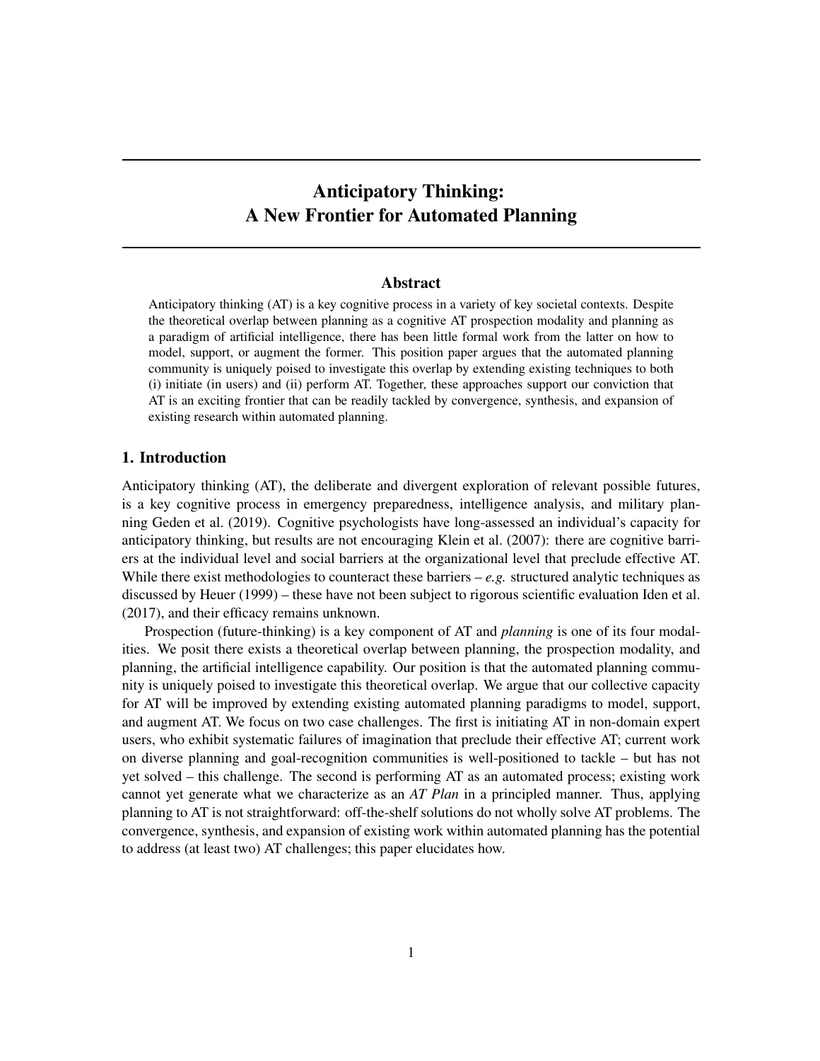# Anticipatory Thinking: A New Frontier for Automated Planning

## Abstract

Anticipatory thinking (AT) is a key cognitive process in a variety of key societal contexts. Despite the theoretical overlap between planning as a cognitive AT prospection modality and planning as a paradigm of artificial intelligence, there has been little formal work from the latter on how to model, support, or augment the former. This position paper argues that the automated planning community is uniquely poised to investigate this overlap by extending existing techniques to both (i) initiate (in users) and (ii) perform AT. Together, these approaches support our conviction that AT is an exciting frontier that can be readily tackled by convergence, synthesis, and expansion of existing research within automated planning.

## 1. Introduction

Anticipatory thinking (AT), the deliberate and divergent exploration of relevant possible futures, is a key cognitive process in emergency preparedness, intelligence analysis, and military planning Geden et al. (2019). Cognitive psychologists have long-assessed an individual's capacity for anticipatory thinking, but results are not encouraging Klein et al. (2007): there are cognitive barriers at the individual level and social barriers at the organizational level that preclude effective AT. While there exist methodologies to counteract these barriers – *e.g.* structured analytic techniques as discussed by Heuer (1999) – these have not been subject to rigorous scientific evaluation Iden et al. (2017), and their efficacy remains unknown.

Prospection (future-thinking) is a key component of AT and *planning* is one of its four modalities. We posit there exists a theoretical overlap between planning, the prospection modality, and planning, the artificial intelligence capability. Our position is that the automated planning community is uniquely poised to investigate this theoretical overlap. We argue that our collective capacity for AT will be improved by extending existing automated planning paradigms to model, support, and augment AT. We focus on two case challenges. The first is initiating AT in non-domain expert users, who exhibit systematic failures of imagination that preclude their effective AT; current work on diverse planning and goal-recognition communities is well-positioned to tackle – but has not yet solved – this challenge. The second is performing AT as an automated process; existing work cannot yet generate what we characterize as an *AT Plan* in a principled manner. Thus, applying planning to AT is not straightforward: off-the-shelf solutions do not wholly solve AT problems. The convergence, synthesis, and expansion of existing work within automated planning has the potential to address (at least two) AT challenges; this paper elucidates how.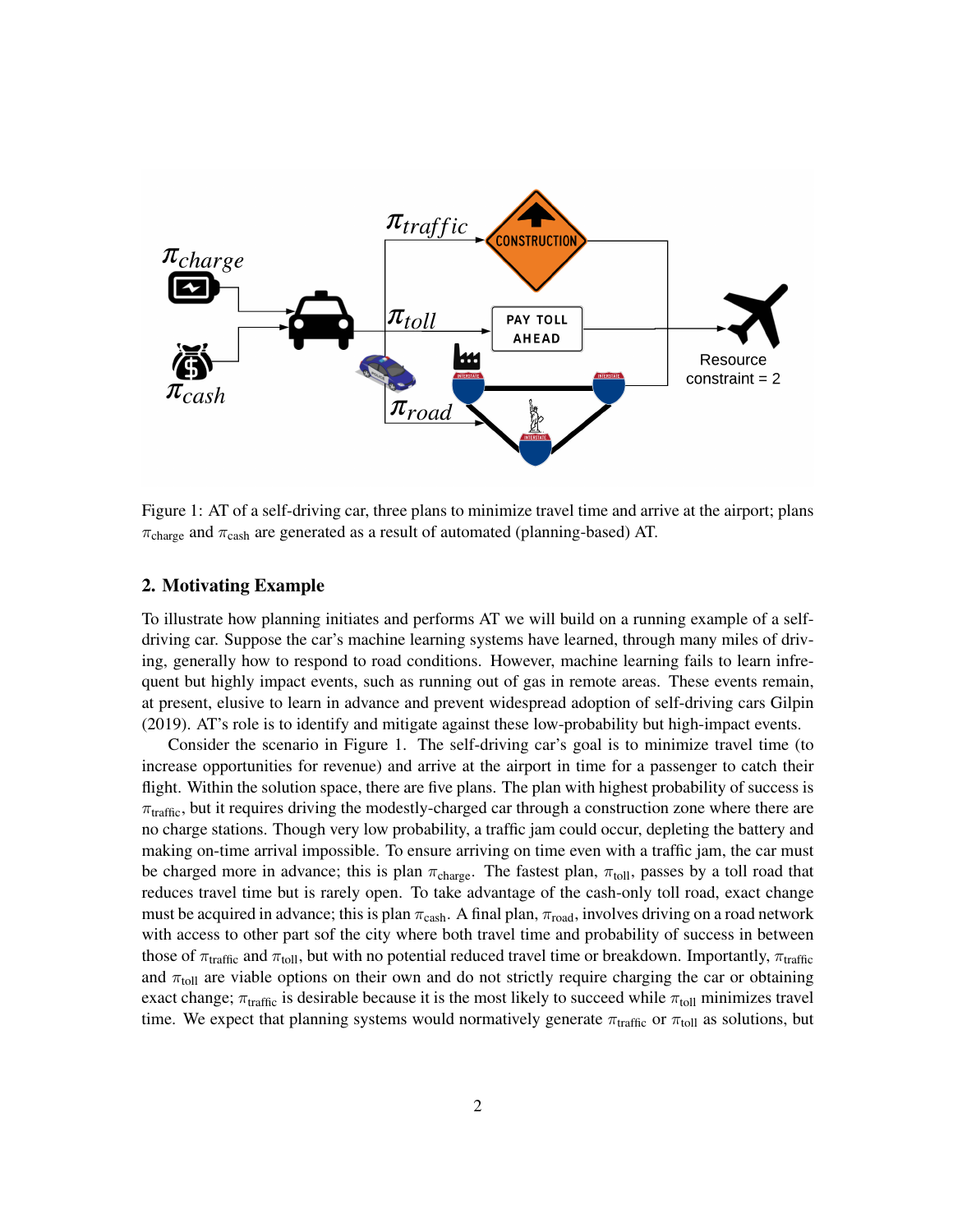Figure 1: AT of a self-driving car, three plans to minimize travel time and arrive at the airport; plans $\pi_{\text{charge}}$ and $\pi_{\text{cash}}$ are generated as a result of automated (planning-based) AT.

## 2. Motivating Example

To illustrate how planning initiates and performs AT we will build on a running example of a self-driving car. Suppose the car's machine learning systems have learned, through many miles of driving, generally how to respond to road conditions. However, machine learning fails to learn infrequent but highly impact events, such as running out of gas in remote areas. These events remain, at present, elusive to learn in advance and prevent widespread adoption of self-driving cars Gilpin (2019). AT's role is to identify and mitigate against these low-probability but high-impact events.

Consider the scenario in Figure 1. The self-driving car's goal is to minimize travel time (to increase opportunities for revenue) and arrive at the airport in time for a passenger to catch their flight. Within the solution space, there are five plans. The plan with highest probability of success is $\pi_{\text{traffic}}$, but it requires driving the modestly-charged car through a construction zone where there are no charge stations. Though very low probability, a traffic jam could occur, depleting the battery and making on-time arrival impossible. To ensure arriving on time even with a traffic jam, the car must be charged more in advance; this is plan $\pi_{\text{charge}}$. The fastest plan, $\pi_{\text{toll}}$, passes by a toll road that reduces travel time but is rarely open. To take advantage of the cash-only toll road, exact change must be acquired in advance; this is plan $\pi_{\text{cash}}$. A final plan, $\pi_{\text{road}}$, involves driving on a road network with access to other part sof the city where both travel time and probability of success in between those of $\pi_{\text{traffic}}$ and $\pi_{\text{toll}}$, but with no potential reduced travel time or breakdown. Importantly, $\pi_{\text{traffic}}$ and $\pi_{\text{toll}}$ are viable options on their own and do not strictly require charging the car or obtaining exact change; $\pi_{\text{traffic}}$ is desirable because it is the most likely to succeed while $\pi_{\text{toll}}$ minimizes travel time. We expect that planning systems would normatively generate $\pi_{\text{traffic}}$ or $\pi_{\text{toll}}$ as solutions, but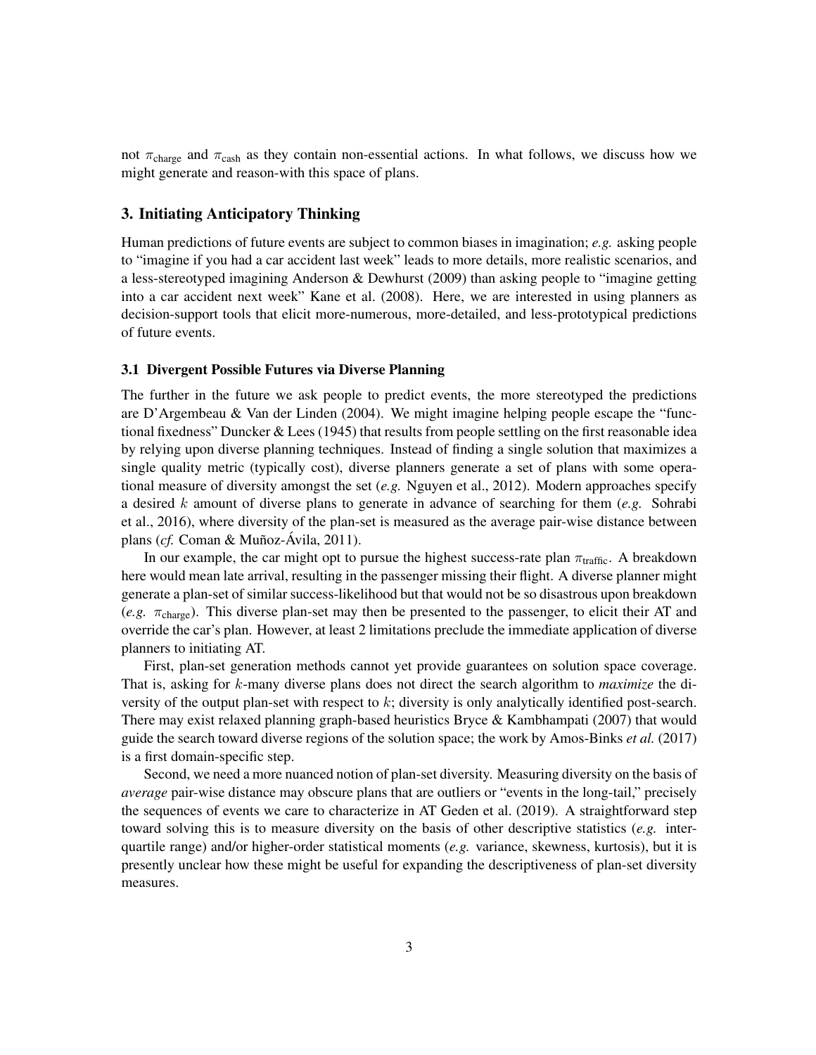not $\pi_{\text{charge}}$ and $\pi_{\text{cash}}$ as they contain non-essential actions. In what follows, we discuss how we might generate and reason-with this space of plans.

## 3. Initiating Anticipatory Thinking

Human predictions of future events are subject to common biases in imagination; *e.g.* asking people to "imagine if you had a car accident last week" leads to more details, more realistic scenarios, and a less-stereotyped imagining Anderson & Dewhurst (2009) than asking people to "imagine getting into a car accident next week" Kane et al. (2008). Here, we are interested in using planners as decision-support tools that elicit more-numerous, more-detailed, and less-prototypical predictions of future events.

### 3.1 Divergent Possible Futures via Diverse Planning

The further in the future we ask people to predict events, the more stereotyped the predictions are D'Argembeau & Van der Linden (2004). We might imagine helping people escape the "functional fixedness" Duncker & Lees (1945) that results from people settling on the first reasonable idea by relying upon diverse planning techniques. Instead of finding a single solution that maximizes a single quality metric (typically cost), diverse planners generate a set of plans with some operational measure of diversity amongst the set (*e.g.* Nguyen et al., 2012). Modern approaches specify a desired $k$ amount of diverse plans to generate in advance of searching for them (*e.g.* Sohrabi et al., 2016), where diversity of the plan-set is measured as the average pair-wise distance between plans (*cf.* Coman & Muñoz-Ávila, 2011).

In our example, the car might opt to pursue the highest success-rate plan $\pi_{\text{traffic}}$. A breakdown here would mean late arrival, resulting in the passenger missing their flight. A diverse planner might generate a plan-set of similar success-likelihood but that would not be so disastrous upon breakdown (*e.g.* $\pi_{\text{charge}}$). This diverse plan-set may then be presented to the passenger, to elicit their AT and override the car's plan. However, at least 2 limitations preclude the immediate application of diverse planners to initiating AT.

First, plan-set generation methods cannot yet provide guarantees on solution space coverage. That is, asking for $k$-many diverse plans does not direct the search algorithm to *maximize* the diversity of the output plan-set with respect to $k$; diversity is only analytically identified post-search. There may exist relaxed planning graph-based heuristics Bryce & Kambhampati (2007) that would guide the search toward diverse regions of the solution space; the work by Amos-Binks *et al.* (2017) is a first domain-specific step.

Second, we need a more nuanced notion of plan-set diversity. Measuring diversity on the basis of *average* pair-wise distance may obscure plans that are outliers or "events in the long-tail," precisely the sequences of events we care to characterize in AT Geden et al. (2019). A straightforward step toward solving this is to measure diversity on the basis of other descriptive statistics (*e.g.* interquartile range) and/or higher-order statistical moments (*e.g.* variance, skewness, kurtosis), but it is presently unclear how these might be useful for expanding the descriptiveness of plan-set diversity measures.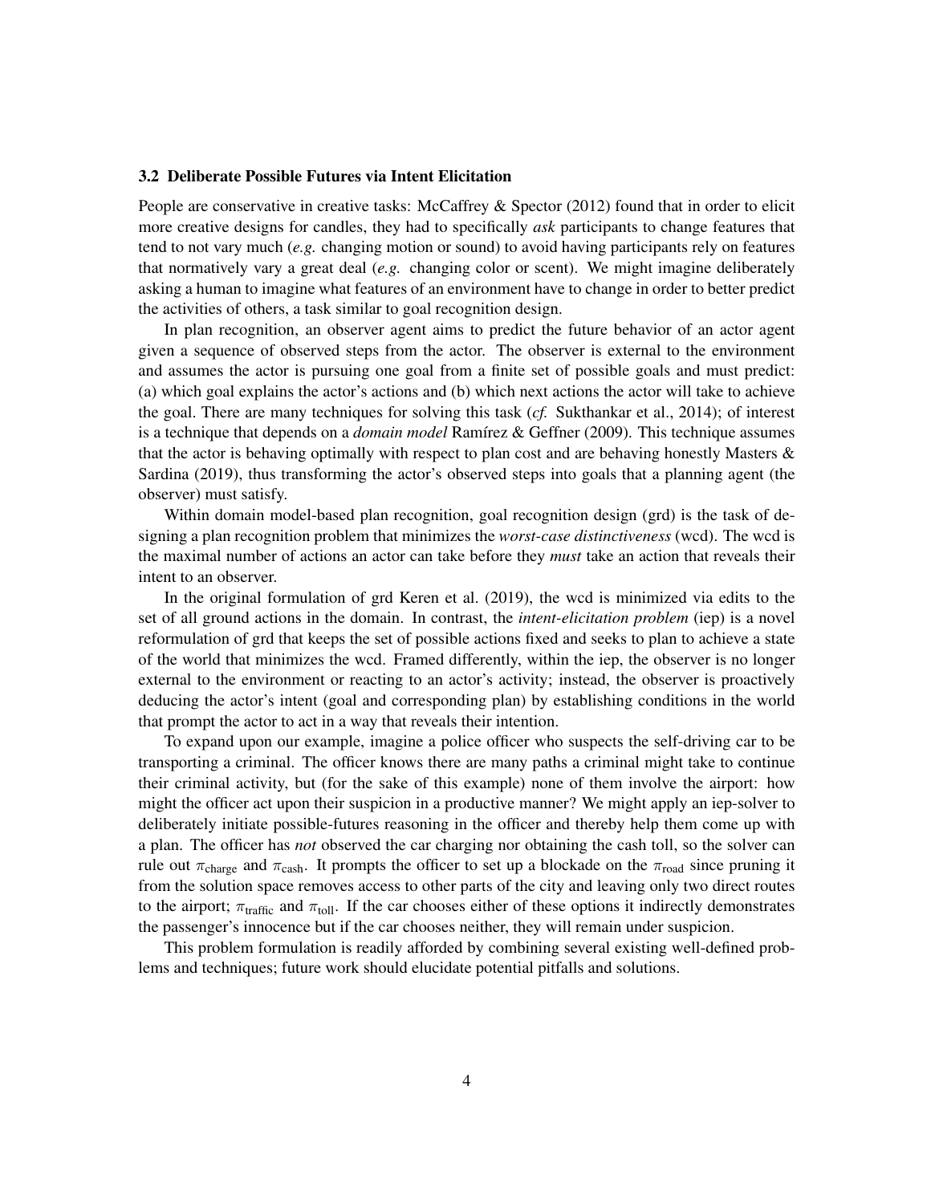### 3.2 Deliberate Possible Futures via Intent Elicitation

People are conservative in creative tasks: McCaffrey & Spector (2012) found that in order to elicit more creative designs for candles, they had to specifically *ask* participants to change features that tend to not vary much (*e.g.* changing motion or sound) to avoid having participants rely on features that normatively vary a great deal (*e.g.* changing color or scent). We might imagine deliberately asking a human to imagine what features of an environment have to change in order to better predict the activities of others, a task similar to goal recognition design.

In plan recognition, an observer agent aims to predict the future behavior of an actor agent given a sequence of observed steps from the actor. The observer is external to the environment and assumes the actor is pursuing one goal from a finite set of possible goals and must predict: (a) which goal explains the actor's actions and (b) which next actions the actor will take to achieve the goal. There are many techniques for solving this task (*cf.* Sukthankar et al., 2014); of interest is a technique that depends on a *domain model* Ramírez & Geffner (2009). This technique assumes that the actor is behaving optimally with respect to plan cost and are behaving honestly Masters & Sardina (2019), thus transforming the actor's observed steps into goals that a planning agent (the observer) must satisfy.

Within domain model-based plan recognition, goal recognition design (grd) is the task of designing a plan recognition problem that minimizes the *worst-case distinctiveness* (wcd). The wcd is the maximal number of actions an actor can take before they *must* take an action that reveals their intent to an observer.

In the original formulation of grd Keren et al. (2019), the wcd is minimized via edits to the set of all ground actions in the domain. In contrast, the *intent-elicitation problem* (iep) is a novel reformulation of grd that keeps the set of possible actions fixed and seeks to plan to achieve a state of the world that minimizes the wcd. Framed differently, within the iep, the observer is no longer external to the environment or reacting to an actor's activity; instead, the observer is proactively deducing the actor's intent (goal and corresponding plan) by establishing conditions in the world that prompt the actor to act in a way that reveals their intention.

To expand upon our example, imagine a police officer who suspects the self-driving car to be transporting a criminal. The officer knows there are many paths a criminal might take to continue their criminal activity, but (for the sake of this example) none of them involve the airport: how might the officer act upon their suspicion in a productive manner? We might apply an iep-solver to deliberately initiate possible-futures reasoning in the officer and thereby help them come up with a plan. The officer has *not* observed the car charging nor obtaining the cash toll, so the solver can rule out $\pi_{\text{charge}}$ and $\pi_{\text{cash}}$. It prompts the officer to set up a blockade on the $\pi_{\text{road}}$ since pruning it from the solution space removes access to other parts of the city and leaving only two direct routes to the airport; $\pi_{\text{traffic}}$ and $\pi_{\text{toll}}$. If the car chooses either of these options it indirectly demonstrates the passenger's innocence but if the car chooses neither, they will remain under suspicion.

This problem formulation is readily afforded by combining several existing well-defined problems and techniques; future work should elucidate potential pitfalls and solutions.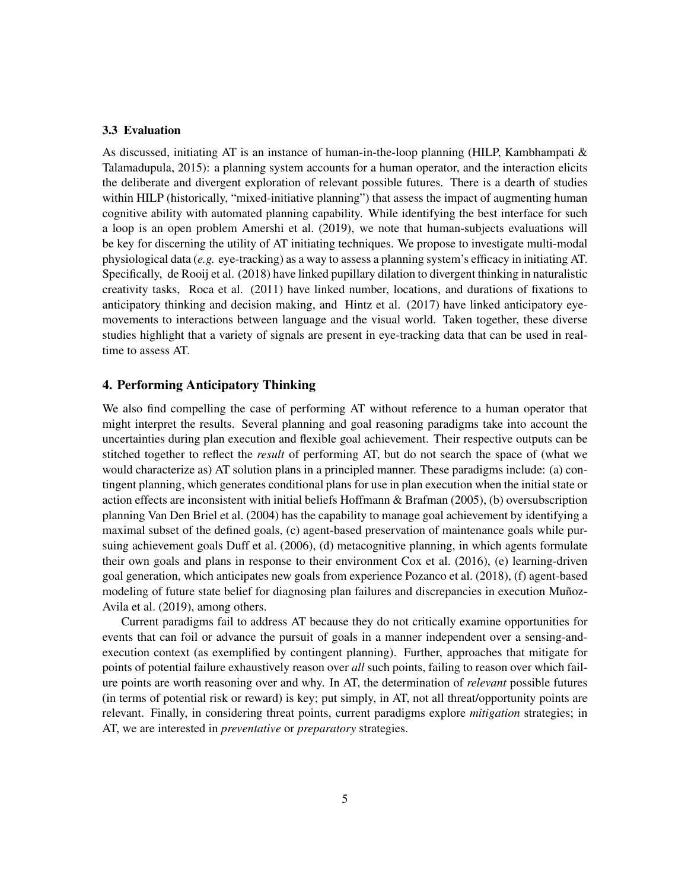### 3.3 Evaluation

As discussed, initiating AT is an instance of human-in-the-loop planning (HILP, Kambhampati & Talamadupula, 2015): a planning system accounts for a human operator, and the interaction elicits the deliberate and divergent exploration of relevant possible futures. There is a dearth of studies within HILP (historically, "mixed-initiative planning") that assess the impact of augmenting human cognitive ability with automated planning capability. While identifying the best interface for such a loop is an open problem Amershi et al. (2019), we note that human-subjects evaluations will be key for discerning the utility of AT initiating techniques. We propose to investigate multi-modal physiological data (*e.g.* eye-tracking) as a way to assess a planning system's efficacy in initiating AT. Specifically, de Rooij et al. (2018) have linked pupillary dilation to divergent thinking in naturalistic creativity tasks, Roca et al. (2011) have linked number, locations, and durations of fixations to anticipatory thinking and decision making, and Hintz et al. (2017) have linked anticipatory eye-movements to interactions between language and the visual world. Taken together, these diverse studies highlight that a variety of signals are present in eye-tracking data that can be used in real-time to assess AT.

## 4. Performing Anticipatory Thinking

We also find compelling the case of performing AT without reference to a human operator that might interpret the results. Several planning and goal reasoning paradigms take into account the uncertainties during plan execution and flexible goal achievement. Their respective outputs can be stitched together to reflect the *result* of performing AT, but do not search the space of (what we would characterize as) AT solution plans in a principled manner. These paradigms include: (a) contingent planning, which generates conditional plans for use in plan execution when the initial state or action effects are inconsistent with initial beliefs Hoffmann & Brafman (2005), (b) oversubscription planning Van Den Briel et al. (2004) has the capability to manage goal achievement by identifying a maximal subset of the defined goals, (c) agent-based preservation of maintenance goals while pursuing achievement goals Duff et al. (2006), (d) metacognitive planning, in which agents formulate their own goals and plans in response to their environment Cox et al. (2016), (e) learning-driven goal generation, which anticipates new goals from experience Pozanco et al. (2018), (f) agent-based modeling of future state belief for diagnosing plan failures and discrepancies in execution Muñoz-Avila et al. (2019), among others.

Current paradigms fail to address AT because they do not critically examine opportunities for events that can foil or advance the pursuit of goals in a manner independent over a sensing-and-execution context (as exemplified by contingent planning). Further, approaches that mitigate for points of potential failure exhaustively reason over *all* such points, failing to reason over which failure points are worth reasoning over and why. In AT, the determination of *relevant* possible futures (in terms of potential risk or reward) is key; put simply, in AT, not all threat/opportunity points are relevant. Finally, in considering threat points, current paradigms explore *mitigation* strategies; in AT, we are interested in *preventative* or *preparatory* strategies.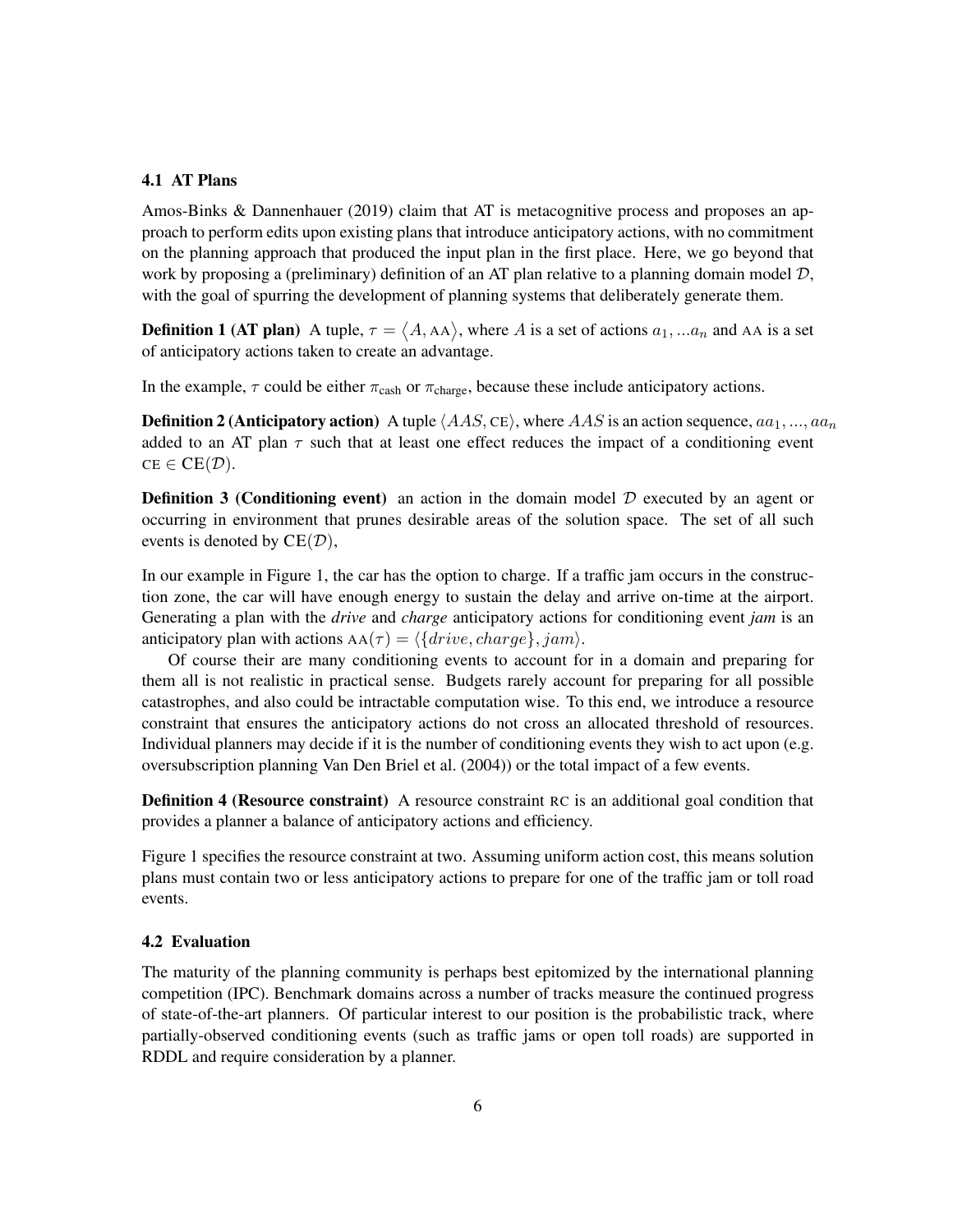### 4.1 AT Plans

Amos-Binks & Dannenhauer (2019) claim that AT is metacognitive process and proposes an approach to perform edits upon existing plans that introduce anticipatory actions, with no commitment on the planning approach that produced the input plan in the first place. Here, we go beyond that work by proposing a (preliminary) definition of an AT plan relative to a planning domain model $\mathcal{D}$, with the goal of spurring the development of planning systems that deliberately generate them.

**Definition 1 (AT plan)** A tuple, $\tau = \langle A, \text{AA} \rangle$, where $A$ is a set of actions $a_1, ...a_n$ and AA is a set of anticipatory actions taken to create an advantage.

In the example, $\tau$ could be either $\pi_{\text{cash}}$ or $\pi_{\text{charge}}$, because these include anticipatory actions.

**Definition 2 (Anticipatory action)** A tuple $\langle AAS, \text{CE} \rangle$, where $AAS$ is an action sequence, $aa_1, ..., aa_n$ added to an AT plan $\tau$ such that at least one effect reduces the impact of a conditioning event $\text{CE} \in \text{CE}(\mathcal{D})$.

**Definition 3 (Conditioning event)** an action in the domain model $\mathcal{D}$ executed by an agent or occurring in environment that prunes desirable areas of the solution space. The set of all such events is denoted by $\text{CE}(\mathcal{D})$,

In our example in Figure 1, the car has the option to charge. If a traffic jam occurs in the construction zone, the car will have enough energy to sustain the delay and arrive on-time at the airport. Generating a plan with the *drive* and *charge* anticipatory actions for conditioning event *jam* is an anticipatory plan with actions $\text{AA}(\tau) = \langle \{drive, charge\}, jam \rangle$.

Of course their are many conditioning events to account for in a domain and preparing for them all is not realistic in practical sense. Budgets rarely account for preparing for all possible catastrophes, and also could be intractable computation wise. To this end, we introduce a resource constraint that ensures the anticipatory actions do not cross an allocated threshold of resources. Individual planners may decide if it is the number of conditioning events they wish to act upon (e.g. oversubscription planning Van Den Briel et al. (2004)) or the total impact of a few events.

**Definition 4 (Resource constraint)** A resource constraint RC is an additional goal condition that provides a planner a balance of anticipatory actions and efficiency.

Figure 1 specifies the resource constraint at two. Assuming uniform action cost, this means solution plans must contain two or less anticipatory actions to prepare for one of the traffic jam or toll road events.

### 4.2 Evaluation

The maturity of the planning community is perhaps best epitomized by the international planning competition (IPC). Benchmark domains across a number of tracks measure the continued progress of state-of-the-art planners. Of particular interest to our position is the probabilistic track, where partially-observed conditioning events (such as traffic jams or open toll roads) are supported in RDDL and require consideration by a planner.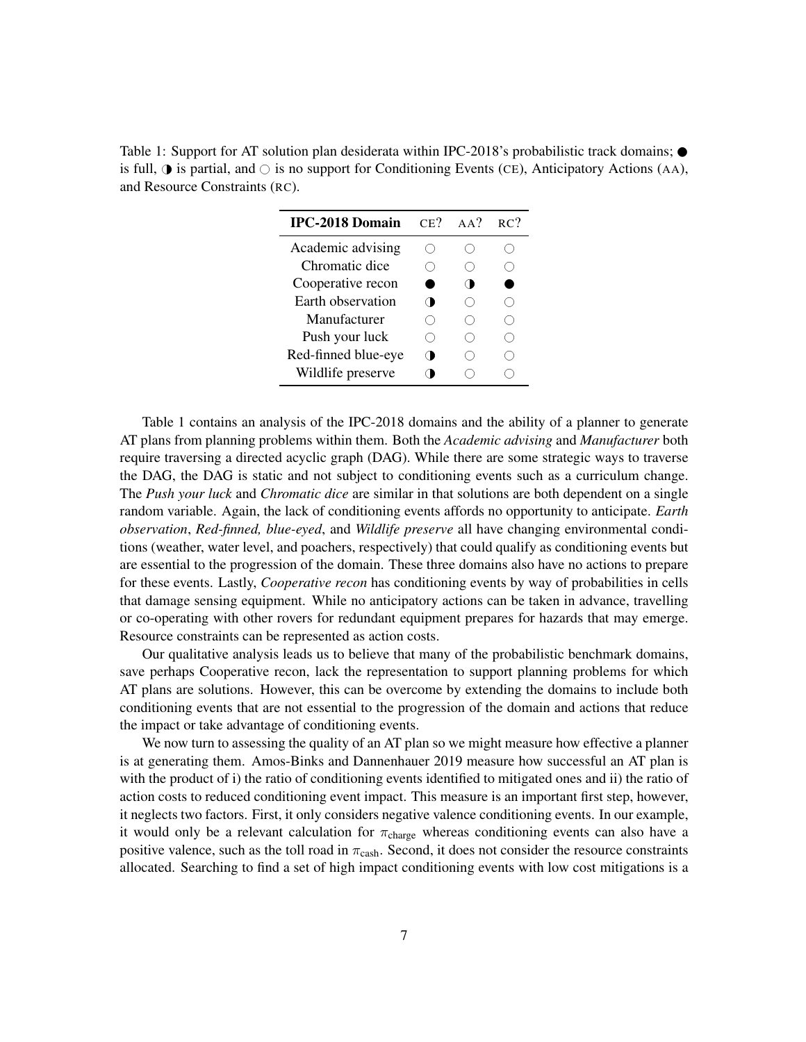Table 1: Support for AT solution plan desiderata within IPC-2018's probabilistic track domains; ● is full, ◑ is partial, and ○ is no support for Conditioning Events (CE), Anticipatory Actions (AA), and Resource Constraints (RC).

| IPC-2018 Domain | CE? | AA? | RC? |
|---|---|---|---|
| Academic advising | ○ | ○ | ○ |
| Chromatic dice | ○ | ○ | ○ |
| Cooperative recon | ● | ◑ | ● |
| Earth observation | ◑ | ○ | ○ |
| Manufacturer | ○ | ○ | ○ |
| Push your luck | ○ | ○ | ○ |
| Red-finned blue-eye | ◑ | ○ | ○ |
| Wildlife preserve | ◑ | ○ | ○ |

Table 1 contains an analysis of the IPC-2018 domains and the ability of a planner to generate AT plans from planning problems within them. Both the *Academic advising* and *Manufacturer* both require traversing a directed acyclic graph (DAG). While there are some strategic ways to traverse the DAG, the DAG is static and not subject to conditioning events such as a curriculum change. The *Push your luck* and *Chromatic dice* are similar in that solutions are both dependent on a single random variable. Again, the lack of conditioning events affords no opportunity to anticipate. *Earth observation*, *Red-finned, blue-eyed*, and *Wildlife preserve* all have changing environmental conditions (weather, water level, and poachers, respectively) that could qualify as conditioning events but are essential to the progression of the domain. These three domains also have no actions to prepare for these events. Lastly, *Cooperative recon* has conditioning events by way of probabilities in cells that damage sensing equipment. While no anticipatory actions can be taken in advance, travelling or co-operating with other rovers for redundant equipment prepares for hazards that may emerge. Resource constraints can be represented as action costs.

Our qualitative analysis leads us to believe that many of the probabilistic benchmark domains, save perhaps Cooperative recon, lack the representation to support planning problems for which AT plans are solutions. However, this can be overcome by extending the domains to include both conditioning events that are not essential to the progression of the domain and actions that reduce the impact or take advantage of conditioning events.

We now turn to assessing the quality of an AT plan so we might measure how effective a planner is at generating them. Amos-Binks and Dannenhauer 2019 measure how successful an AT plan is with the product of i) the ratio of conditioning events identified to mitigated ones and ii) the ratio of action costs to reduced conditioning event impact. This measure is an important first step, however, it neglects two factors. First, it only considers negative valence conditioning events. In our example, it would only be a relevant calculation for $\pi_{\text{charge}}$ whereas conditioning events can also have a positive valence, such as the toll road in $\pi_{\text{cash}}$. Second, it does not consider the resource constraints allocated. Searching to find a set of high impact conditioning events with low cost mitigations is a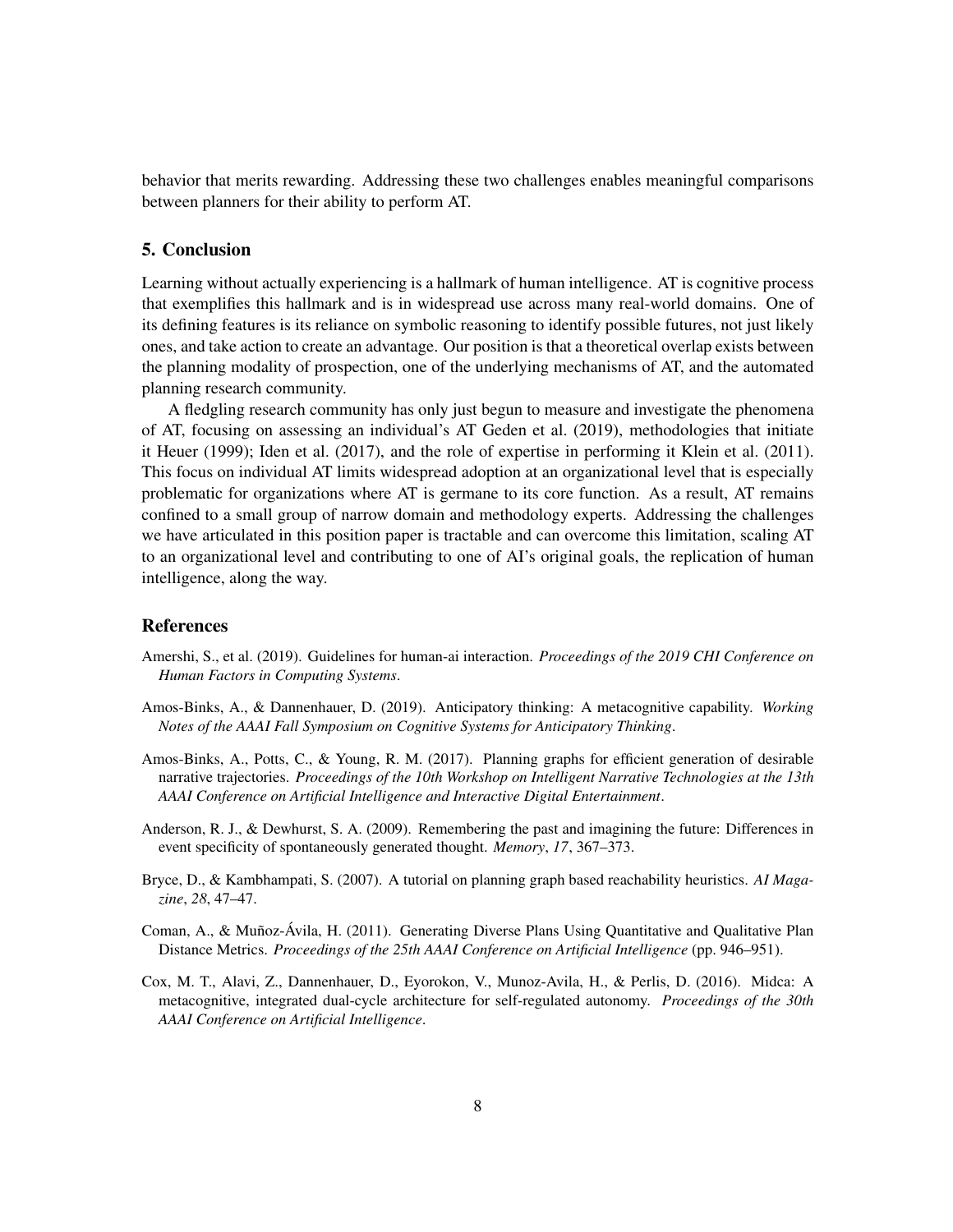behavior that merits rewarding. Addressing these two challenges enables meaningful comparisons between planners for their ability to perform AT.

## 5. Conclusion

Learning without actually experiencing is a hallmark of human intelligence. AT is cognitive process that exemplifies this hallmark and is in widespread use across many real-world domains. One of its defining features is its reliance on symbolic reasoning to identify possible futures, not just likely ones, and take action to create an advantage. Our position is that a theoretical overlap exists between the planning modality of prospection, one of the underlying mechanisms of AT, and the automated planning research community.

A fledgling research community has only just begun to measure and investigate the phenomena of AT, focusing on assessing an individual's AT Geden et al. (2019), methodologies that initiate it Heuer (1999); Iden et al. (2017), and the role of expertise in performing it Klein et al. (2011). This focus on individual AT limits widespread adoption at an organizational level that is especially problematic for organizations where AT is germane to its core function. As a result, AT remains confined to a small group of narrow domain and methodology experts. Addressing the challenges we have articulated in this position paper is tractable and can overcome this limitation, scaling AT to an organizational level and contributing to one of AI's original goals, the replication of human intelligence, along the way.

## References

Amershi, S., et al. (2019). Guidelines for human-ai interaction. *Proceedings of the 2019 CHI Conference on Human Factors in Computing Systems*.

Amos-Binks, A., & Dannenhauer, D. (2019). Anticipatory thinking: A metacognitive capability. *Working Notes of the AAAI Fall Symposium on Cognitive Systems for Anticipatory Thinking*.

Amos-Binks, A., Potts, C., & Young, R. M. (2017). Planning graphs for efficient generation of desirable narrative trajectories. *Proceedings of the 10th Workshop on Intelligent Narrative Technologies at the 13th AAAI Conference on Artificial Intelligence and Interactive Digital Entertainment*.

Anderson, R. J., & Dewhurst, S. A. (2009). Remembering the past and imagining the future: Differences in event specificity of spontaneously generated thought. *Memory*, *17*, 367–373.

Bryce, D., & Kambhampati, S. (2007). A tutorial on planning graph based reachability heuristics. *AI Magazine*, *28*, 47–47.

Coman, A., & Muñoz-Ávila, H. (2011). Generating Diverse Plans Using Quantitative and Qualitative Plan Distance Metrics. *Proceedings of the 25th AAAI Conference on Artificial Intelligence* (pp. 946–951).

Cox, M. T., Alavi, Z., Dannenhauer, D., Eyorokon, V., Munoz-Avila, H., & Perlis, D. (2016). Midca: A metacognitive, integrated dual-cycle architecture for self-regulated autonomy. *Proceedings of the 30th AAAI Conference on Artificial Intelligence*.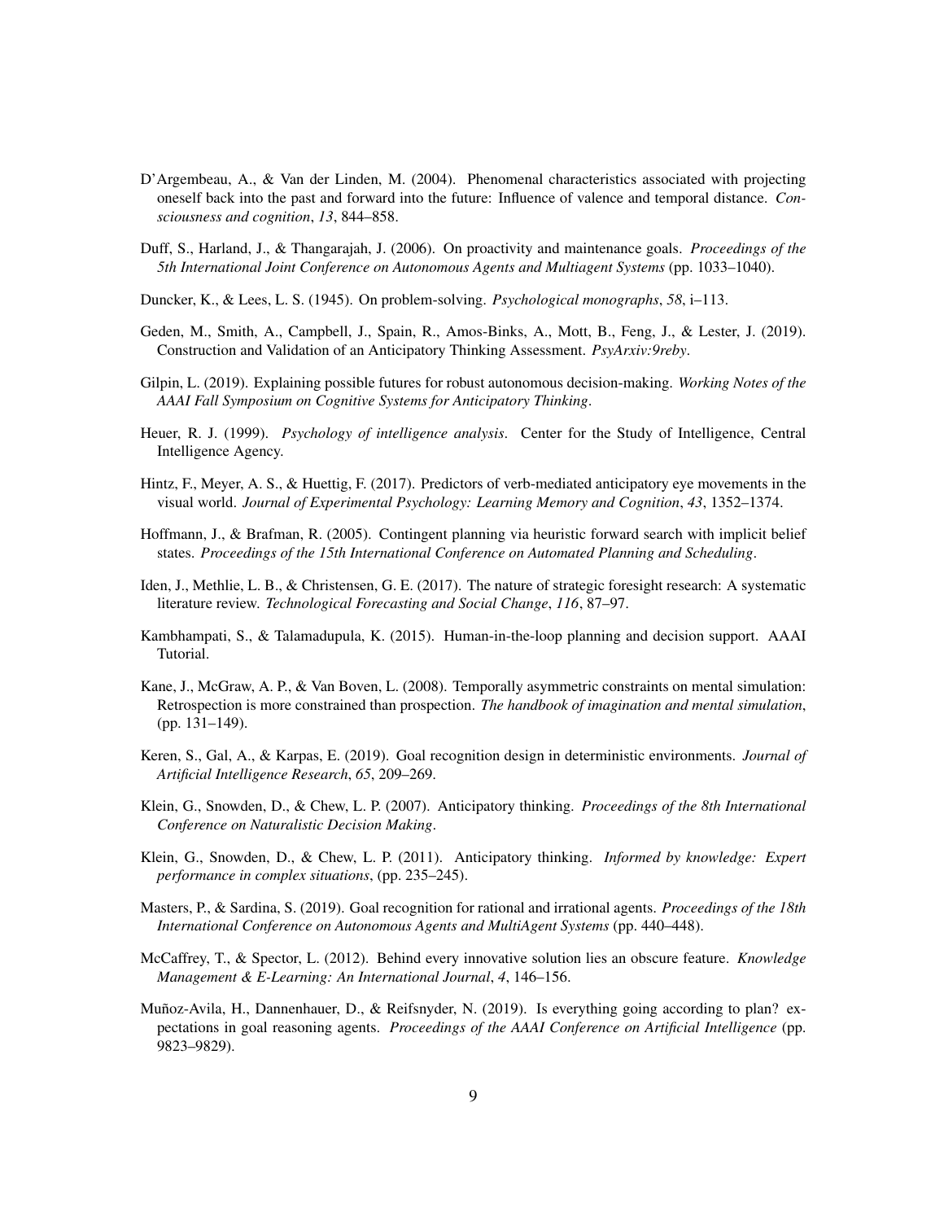D'Argembeau, A., & Van der Linden, M. (2004). Phenomenal characteristics associated with projecting oneself back into the past and forward into the future: Influence of valence and temporal distance. *Consciousness and cognition*, *13*, 844–858.

Duff, S., Harland, J., & Thangarajah, J. (2006). On proactivity and maintenance goals. *Proceedings of the 5th International Joint Conference on Autonomous Agents and Multiagent Systems* (pp. 1033–1040).

Duncker, K., & Lees, L. S. (1945). On problem-solving. *Psychological monographs*, *58*, i–113.

Geden, M., Smith, A., Campbell, J., Spain, R., Amos-Binks, A., Mott, B., Feng, J., & Lester, J. (2019). Construction and Validation of an Anticipatory Thinking Assessment. *PsyArxiv:9reby*.

Gilpin, L. (2019). Explaining possible futures for robust autonomous decision-making. *Working Notes of the AAAI Fall Symposium on Cognitive Systems for Anticipatory Thinking*.

Heuer, R. J. (1999). *Psychology of intelligence analysis*. Center for the Study of Intelligence, Central Intelligence Agency.

Hintz, F., Meyer, A. S., & Huettig, F. (2017). Predictors of verb-mediated anticipatory eye movements in the visual world. *Journal of Experimental Psychology: Learning Memory and Cognition*, *43*, 1352–1374.

Hoffmann, J., & Brafman, R. (2005). Contingent planning via heuristic forward search with implicit belief states. *Proceedings of the 15th International Conference on Automated Planning and Scheduling*.

Iden, J., Methlie, L. B., & Christensen, G. E. (2017). The nature of strategic foresight research: A systematic literature review. *Technological Forecasting and Social Change*, *116*, 87–97.

Kambhampati, S., & Talamadupula, K. (2015). Human-in-the-loop planning and decision support. AAAI Tutorial.

Kane, J., McGraw, A. P., & Van Boven, L. (2008). Temporally asymmetric constraints on mental simulation: Retrospection is more constrained than prospection. *The handbook of imagination and mental simulation*, (pp. 131–149).

Keren, S., Gal, A., & Karpas, E. (2019). Goal recognition design in deterministic environments. *Journal of Artificial Intelligence Research*, *65*, 209–269.

Klein, G., Snowden, D., & Chew, L. P. (2007). Anticipatory thinking. *Proceedings of the 8th International Conference on Naturalistic Decision Making*.

Klein, G., Snowden, D., & Chew, L. P. (2011). Anticipatory thinking. *Informed by knowledge: Expert performance in complex situations*, (pp. 235–245).

Masters, P., & Sardina, S. (2019). Goal recognition for rational and irrational agents. *Proceedings of the 18th International Conference on Autonomous Agents and MultiAgent Systems* (pp. 440–448).

McCaffrey, T., & Spector, L. (2012). Behind every innovative solution lies an obscure feature. *Knowledge Management & E-Learning: An International Journal*, *4*, 146–156.

Muñoz-Avila, H., Dannenhauer, D., & Reifsnyder, N. (2019). Is everything going according to plan? expectations in goal reasoning agents. *Proceedings of the AAAI Conference on Artificial Intelligence* (pp. 9823–9829).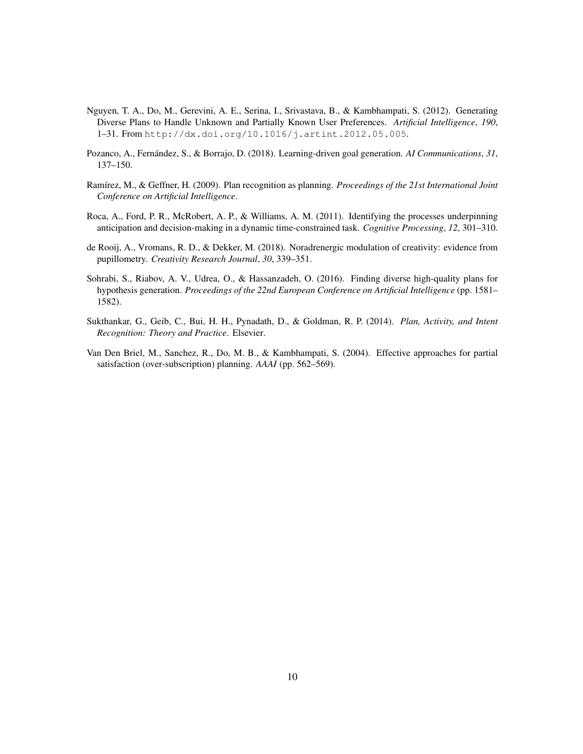Nguyen, T. A., Do, M., Gerevini, A. E., Serina, I., Srivastava, B., & Kambhampati, S. (2012). Generating Diverse Plans to Handle Unknown and Partially Known User Preferences. *Artificial Intelligence*, *190*, 1–31. From `http://dx.doi.org/10.1016/j.artint.2012.05.005`.

Pozanco, A., Fernández, S., & Borrajo, D. (2018). Learning-driven goal generation. *AI Communications*, *31*, 137–150.

Ramírez, M., & Geffner, H. (2009). Plan recognition as planning. *Proceedings of the 21st International Joint Conference on Artificial Intelligence*.

Roca, A., Ford, P. R., McRobert, A. P., & Williams, A. M. (2011). Identifying the processes underpinning anticipation and decision-making in a dynamic time-constrained task. *Cognitive Processing*, *12*, 301–310.

de Rooij, A., Vromans, R. D., & Dekker, M. (2018). Noradrenergic modulation of creativity: evidence from pupillometry. *Creativity Research Journal*, *30*, 339–351.

Sohrabi, S., Riabov, A. V., Udrea, O., & Hassanzadeh, O. (2016). Finding diverse high-quality plans for hypothesis generation. *Proceedings of the 22nd European Conference on Artificial Intelligence* (pp. 1581–1582).

Sukthankar, G., Geib, C., Bui, H. H., Pynadath, D., & Goldman, R. P. (2014). *Plan, Activity, and Intent Recognition: Theory and Practice*. Elsevier.

Van Den Briel, M., Sanchez, R., Do, M. B., & Kambhampati, S. (2004). Effective approaches for partial satisfaction (over-subscription) planning. *AAAI* (pp. 562–569).